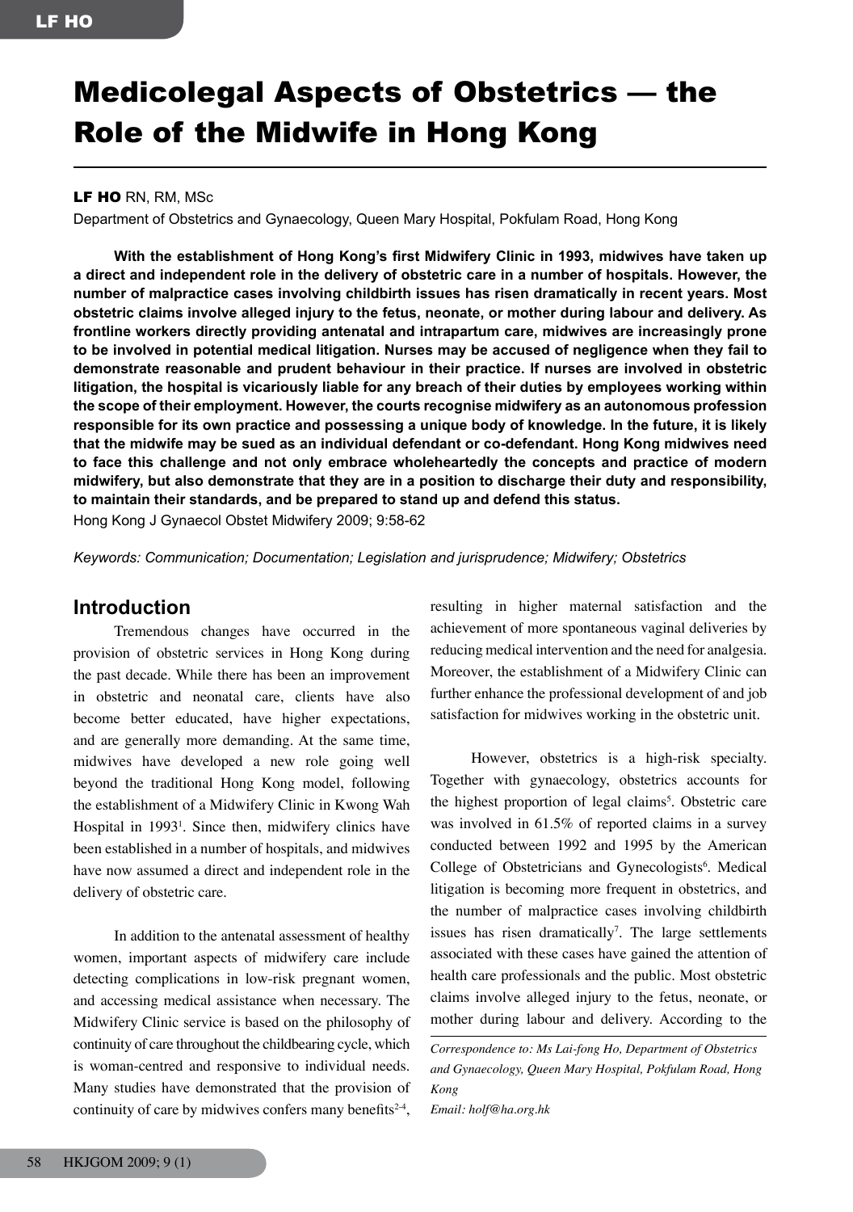# Medicolegal Aspects of Obstetrics — the Role of the Midwife in Hong Kong

**LF HO** RN, RM, MSc

Department of Obstetrics and Gynaecology, Queen Mary Hospital, Pokfulam Road, Hong Kong

**With the establishment of Hong Kong's first Midwifery Clinic in 1993, midwives have taken up a direct and independent role in the delivery of obstetric care in a number of hospitals. However, the number of malpractice cases involving childbirth issues has risen dramatically in recent years. Most obstetric claims involve alleged injury to the fetus, neonate, or mother during labour and delivery. As frontline workers directly providing antenatal and intrapartum care, midwives are increasingly prone to be involved in potential medical litigation. Nurses may be accused of negligence when they fail to demonstrate reasonable and prudent behaviour in their practice. If nurses are involved in obstetric litigation, the hospital is vicariously liable for any breach of their duties by employees working within the scope of their employment. However, the courts recognise midwifery as an autonomous profession responsible for its own practice and possessing a unique body of knowledge. In the future, it is likely that the midwife may be sued as an individual defendant or co-defendant. Hong Kong midwives need to face this challenge and not only embrace wholeheartedly the concepts and practice of modern midwifery, but also demonstrate that they are in a position to discharge their duty and responsibility, to maintain their standards, and be prepared to stand up and defend this status.**

Hong Kong J Gynaecol Obstet Midwifery 2009; 9:58-62

*Keywords: Communication; Documentation; Legislation and jurisprudence; Midwifery; Obstetrics*

## Introduction

Tremendous changes have occurred in the provision of obstetric services in Hong Kong during the past decade. While there has been an improvement in obstetric and neonatal care, clients have also become better educated, have higher expectations, and are generally more demanding. At the same time, midwives have developed a new role going well beyond the traditional Hong Kong model, following the establishment of a Midwifery Clinic in Kwong Wah Hospital in 1993[1]. Since then, midwifery clinics have been established in a number of hospitals, and midwives have now assumed a direct and independent role in the delivery of obstetric care.

In addition to the antenatal assessment of healthy women, important aspects of midwifery care include detecting complications in low-risk pregnant women, and accessing medical assistance when necessary. The Midwifery Clinic service is based on the philosophy of continuity of care throughout the childbearing cycle, which is woman-centred and responsive to individual needs. Many studies have demonstrated that the provision of continuity of care by midwives confers many benefits[2-4], resulting in higher maternal satisfaction and the achievement of more spontaneous vaginal deliveries by reducing medical intervention and the need for analgesia. Moreover, the establishment of a Midwifery Clinic can further enhance the professional development of and job satisfaction for midwives working in the obstetric unit.

However, obstetrics is a high-risk specialty. Together with gynaecology, obstetrics accounts for the highest proportion of legal claims[5]. Obstetric care was involved in 61.5% of reported claims in a survey conducted between 1992 and 1995 by the American College of Obstetricians and Gynecologists[6]. Medical litigation is becoming more frequent in obstetrics, and the number of malpractice cases involving childbirth issues has risen dramatically[7]. The large settlements associated with these cases have gained the attention of health care professionals and the public. Most obstetric claims involve alleged injury to the fetus, neonate, or mother during labour and delivery. According to the

*Correspondence to: Ms Lai-fong Ho, Department of Obstetrics and Gynaecology, Queen Mary Hospital, Pokfulam Road, Hong Kong*

*Email: holf@ha.org.hk*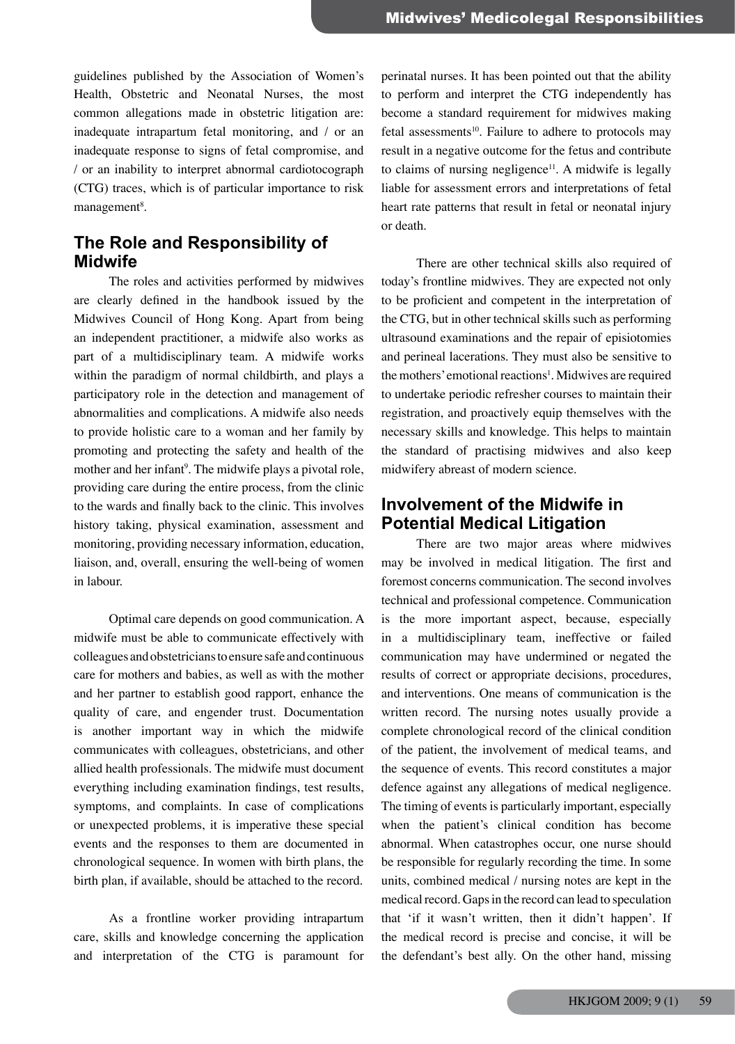guidelines published by the Association of Women's Health, Obstetric and Neonatal Nurses, the most common allegations made in obstetric litigation are: inadequate intrapartum fetal monitoring, and / or an inadequate response to signs of fetal compromise, and / or an inability to interpret abnormal cardiotocograph (CTG) traces, which is of particular importance to risk management[8].

## The Role and Responsibility of Midwife

The roles and activities performed by midwives are clearly defined in the handbook issued by the Midwives Council of Hong Kong. Apart from being an independent practitioner, a midwife also works as part of a multidisciplinary team. A midwife works within the paradigm of normal childbirth, and plays a participatory role in the detection and management of abnormalities and complications. A midwife also needs to provide holistic care to a woman and her family by promoting and protecting the safety and health of the mother and her infant[9]. The midwife plays a pivotal role, providing care during the entire process, from the clinic to the wards and finally back to the clinic. This involves history taking, physical examination, assessment and monitoring, providing necessary information, education, liaison, and, overall, ensuring the well-being of women in labour.

Optimal care depends on good communication. A midwife must be able to communicate effectively with colleagues and obstetricians to ensure safe and continuous care for mothers and babies, as well as with the mother and her partner to establish good rapport, enhance the quality of care, and engender trust. Documentation is another important way in which the midwife communicates with colleagues, obstetricians, and other allied health professionals. The midwife must document everything including examination findings, test results, symptoms, and complaints. In case of complications or unexpected problems, it is imperative these special events and the responses to them are documented in chronological sequence. In women with birth plans, the birth plan, if available, should be attached to the record.

As a frontline worker providing intrapartum care, skills and knowledge concerning the application and interpretation of the CTG is paramount for perinatal nurses. It has been pointed out that the ability to perform and interpret the CTG independently has become a standard requirement for midwives making fetal assessments[10]. Failure to adhere to protocols may result in a negative outcome for the fetus and contribute to claims of nursing negligence[11]. A midwife is legally liable for assessment errors and interpretations of fetal heart rate patterns that result in fetal or neonatal injury or death.

There are other technical skills also required of today's frontline midwives. They are expected not only to be proficient and competent in the interpretation of the CTG, but in other technical skills such as performing ultrasound examinations and the repair of episiotomies and perineal lacerations. They must also be sensitive to the mothers' emotional reactions[1]. Midwives are required to undertake periodic refresher courses to maintain their registration, and proactively equip themselves with the necessary skills and knowledge. This helps to maintain the standard of practising midwives and also keep midwifery abreast of modern science.

## Involvement of the Midwife in Potential Medical Litigation

There are two major areas where midwives may be involved in medical litigation. The first and foremost concerns communication. The second involves technical and professional competence. Communication is the more important aspect, because, especially in a multidisciplinary team, ineffective or failed communication may have undermined or negated the results of correct or appropriate decisions, procedures, and interventions. One means of communication is the written record. The nursing notes usually provide a complete chronological record of the clinical condition of the patient, the involvement of medical teams, and the sequence of events. This record constitutes a major defence against any allegations of medical negligence. The timing of events is particularly important, especially when the patient's clinical condition has become abnormal. When catastrophes occur, one nurse should be responsible for regularly recording the time. In some units, combined medical / nursing notes are kept in the medical record. Gaps in the record can lead to speculation that 'if it wasn't written, then it didn't happen'. If the medical record is precise and concise, it will be the defendant's best ally. On the other hand, missing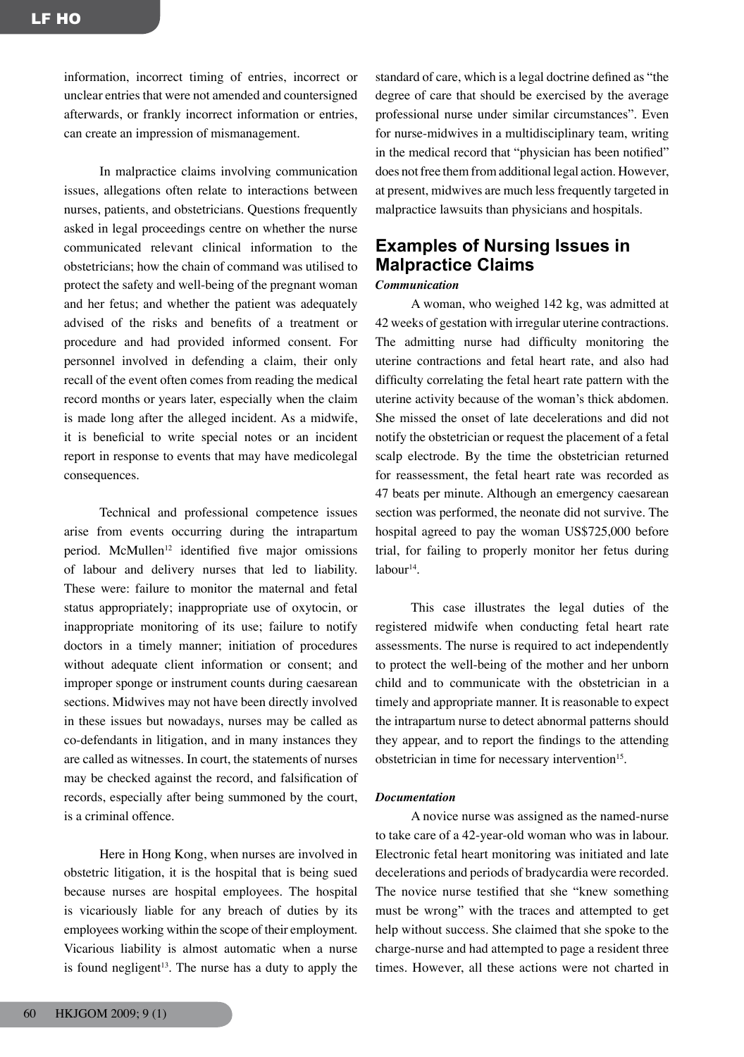information, incorrect timing of entries, incorrect or unclear entries that were not amended and countersigned afterwards, or frankly incorrect information or entries, can create an impression of mismanagement.

In malpractice claims involving communication issues, allegations often relate to interactions between nurses, patients, and obstetricians. Questions frequently asked in legal proceedings centre on whether the nurse communicated relevant clinical information to the obstetricians; how the chain of command was utilised to protect the safety and well-being of the pregnant woman and her fetus; and whether the patient was adequately advised of the risks and benefits of a treatment or procedure and had provided informed consent. For personnel involved in defending a claim, their only recall of the event often comes from reading the medical record months or years later, especially when the claim is made long after the alleged incident. As a midwife, it is beneficial to write special notes or an incident report in response to events that may have medicolegal consequences.

Technical and professional competence issues arise from events occurring during the intrapartum period. McMullen[12] identified five major omissions of labour and delivery nurses that led to liability. These were: failure to monitor the maternal and fetal status appropriately; inappropriate use of oxytocin, or inappropriate monitoring of its use; failure to notify doctors in a timely manner; initiation of procedures without adequate client information or consent; and improper sponge or instrument counts during caesarean sections. Midwives may not have been directly involved in these issues but nowadays, nurses may be called as co-defendants in litigation, and in many instances they are called as witnesses. In court, the statements of nurses may be checked against the record, and falsification of records, especially after being summoned by the court, is a criminal offence.

Here in Hong Kong, when nurses are involved in obstetric litigation, it is the hospital that is being sued because nurses are hospital employees. The hospital is vicariously liable for any breach of duties by its employees working within the scope of their employment. Vicarious liability is almost automatic when a nurse is found negligent[13]. The nurse has a duty to apply the standard of care, which is a legal doctrine defined as "the degree of care that should be exercised by the average professional nurse under similar circumstances". Even for nurse-midwives in a multidisciplinary team, writing in the medical record that "physician has been notified" does not free them from additional legal action. However, at present, midwives are much less frequently targeted in malpractice lawsuits than physicians and hospitals.

## Examples of Nursing Issues in Malpractice Claims

### *Communication*

A woman, who weighed 142 kg, was admitted at 42 weeks of gestation with irregular uterine contractions. The admitting nurse had difficulty monitoring the uterine contractions and fetal heart rate, and also had difficulty correlating the fetal heart rate pattern with the uterine activity because of the woman's thick abdomen. She missed the onset of late decelerations and did not notify the obstetrician or request the placement of a fetal scalp electrode. By the time the obstetrician returned for reassessment, the fetal heart rate was recorded as 47 beats per minute. Although an emergency caesarean section was performed, the neonate did not survive. The hospital agreed to pay the woman US$725,000 before trial, for failing to properly monitor her fetus during labour[14].

This case illustrates the legal duties of the registered midwife when conducting fetal heart rate assessments. The nurse is required to act independently to protect the well-being of the mother and her unborn child and to communicate with the obstetrician in a timely and appropriate manner. It is reasonable to expect the intrapartum nurse to detect abnormal patterns should they appear, and to report the findings to the attending obstetrician in time for necessary intervention[15].

### *Documentation*

A novice nurse was assigned as the named-nurse to take care of a 42-year-old woman who was in labour. Electronic fetal heart monitoring was initiated and late decelerations and periods of bradycardia were recorded. The novice nurse testified that she "knew something must be wrong" with the traces and attempted to get help without success. She claimed that she spoke to the charge-nurse and had attempted to page a resident three times. However, all these actions were not charted in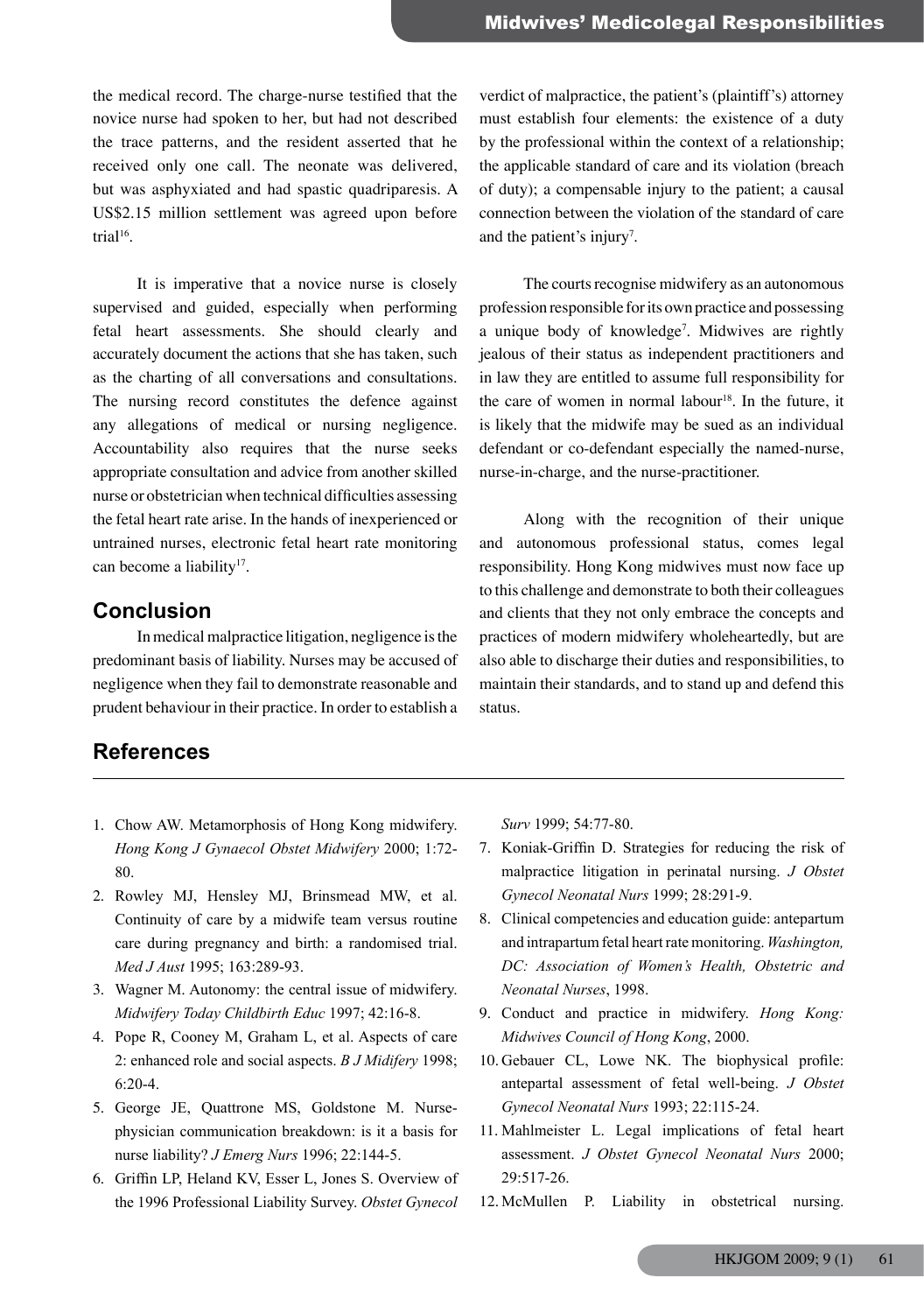the medical record. The charge-nurse testified that the novice nurse had spoken to her, but had not described the trace patterns, and the resident asserted that he received only one call. The neonate was delivered, but was asphyxiated and had spastic quadriparesis. A US$2.15 million settlement was agreed upon before trial[16].

It is imperative that a novice nurse is closely supervised and guided, especially when performing fetal heart assessments. She should clearly and accurately document the actions that she has taken, such as the charting of all conversations and consultations. The nursing record constitutes the defence against any allegations of medical or nursing negligence. Accountability also requires that the nurse seeks appropriate consultation and advice from another skilled nurse or obstetrician when technical difficulties assessing the fetal heart rate arise. In the hands of inexperienced or untrained nurses, electronic fetal heart rate monitoring can become a liability[17].

## Conclusion

In medical malpractice litigation, negligence is the predominant basis of liability. Nurses may be accused of negligence when they fail to demonstrate reasonable and prudent behaviour in their practice. In order to establish a verdict of malpractice, the patient's (plaintiff's) attorney must establish four elements: the existence of a duty by the professional within the context of a relationship; the applicable standard of care and its violation (breach of duty); a compensable injury to the patient; a causal connection between the violation of the standard of care and the patient's injury[7].

The courts recognise midwifery as an autonomous profession responsible for its own practice and possessing a unique body of knowledge[7]. Midwives are rightly jealous of their status as independent practitioners and in law they are entitled to assume full responsibility for the care of women in normal labour[18]. In the future, it is likely that the midwife may be sued as an individual defendant or co-defendant especially the named-nurse, nurse-in-charge, and the nurse-practitioner.

Along with the recognition of their unique and autonomous professional status, comes legal responsibility. Hong Kong midwives must now face up to this challenge and demonstrate to both their colleagues and clients that they not only embrace the concepts and practices of modern midwifery wholeheartedly, but are also able to discharge their duties and responsibilities, to maintain their standards, and to stand up and defend this status.

## References

1. Chow AW. Metamorphosis of Hong Kong midwifery. *Hong Kong J Gynaecol Obstet Midwifery* 2000; 1:72-80.
2. Rowley MJ, Hensley MJ, Brinsmead MW, et al. Continuity of care by a midwife team versus routine care during pregnancy and birth: a randomised trial. *Med J Aust* 1995; 163:289-93.
3. Wagner M. Autonomy: the central issue of midwifery. *Midwifery Today Childbirth Educ* 1997; 42:16-8.
4. Pope R, Cooney M, Graham L, et al. Aspects of care 2: enhanced role and social aspects. *B J Midifery* 1998; 6:20-4.
5. George JE, Quattrone MS, Goldstone M. Nurse-physician communication breakdown: is it a basis for nurse liability? *J Emerg Nurs* 1996; 22:144-5.
6. Griffin LP, Heland KV, Esser L, Jones S. Overview of the 1996 Professional Liability Survey. *Obstet Gynecol Surv* 1999; 54:77-80.
7. Koniak-Griffin D. Strategies for reducing the risk of malpractice litigation in perinatal nursing. *J Obstet Gynecol Neonatal Nurs* 1999; 28:291-9.
8. Clinical competencies and education guide: antepartum and intrapartum fetal heart rate monitoring. *Washington, DC: Association of Women's Health, Obstetric and Neonatal Nurses*, 1998.
9. Conduct and practice in midwifery. *Hong Kong: Midwives Council of Hong Kong*, 2000.
10. Gebauer CL, Lowe NK. The biophysical profile: antepartal assessment of fetal well-being. *J Obstet Gynecol Neonatal Nurs* 1993; 22:115-24.
11. Mahlmeister L. Legal implications of fetal heart assessment. *J Obstet Gynecol Neonatal Nurs* 2000; 29:517-26.
12. McMullen P. Liability in obstetrical nursing.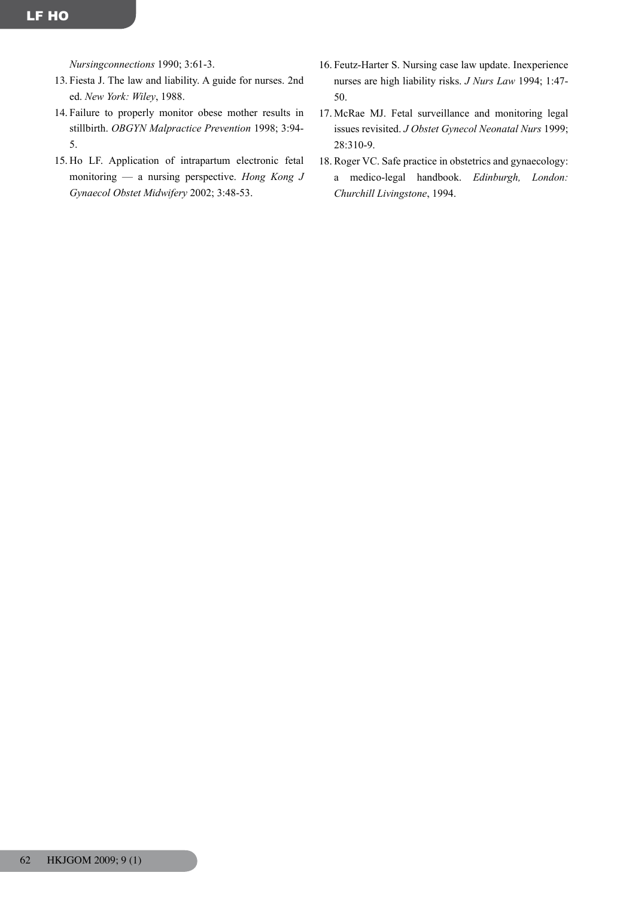*Nursingconnections* 1990; 3:61-3.

13. Fiesta J. The law and liability. A guide for nurses. 2nd ed. *New York: Wiley*, 1988.
14. Failure to properly monitor obese mother results in stillbirth. *OBGYN Malpractice Prevention* 1998; 3:94-5.
15. Ho LF. Application of intrapartum electronic fetal monitoring — a nursing perspective. *Hong Kong J Gynaecol Obstet Midwifery* 2002; 3:48-53.
16. Feutz-Harter S. Nursing case law update. Inexperience nurses are high liability risks. *J Nurs Law* 1994; 1:47-50.
17. McRae MJ. Fetal surveillance and monitoring legal issues revisited. *J Obstet Gynecol Neonatal Nurs* 1999; 28:310-9.
18. Roger VC. Safe practice in obstetrics and gynaecology: a medico-legal handbook. *Edinburgh, London: Churchill Livingstone*, 1994.